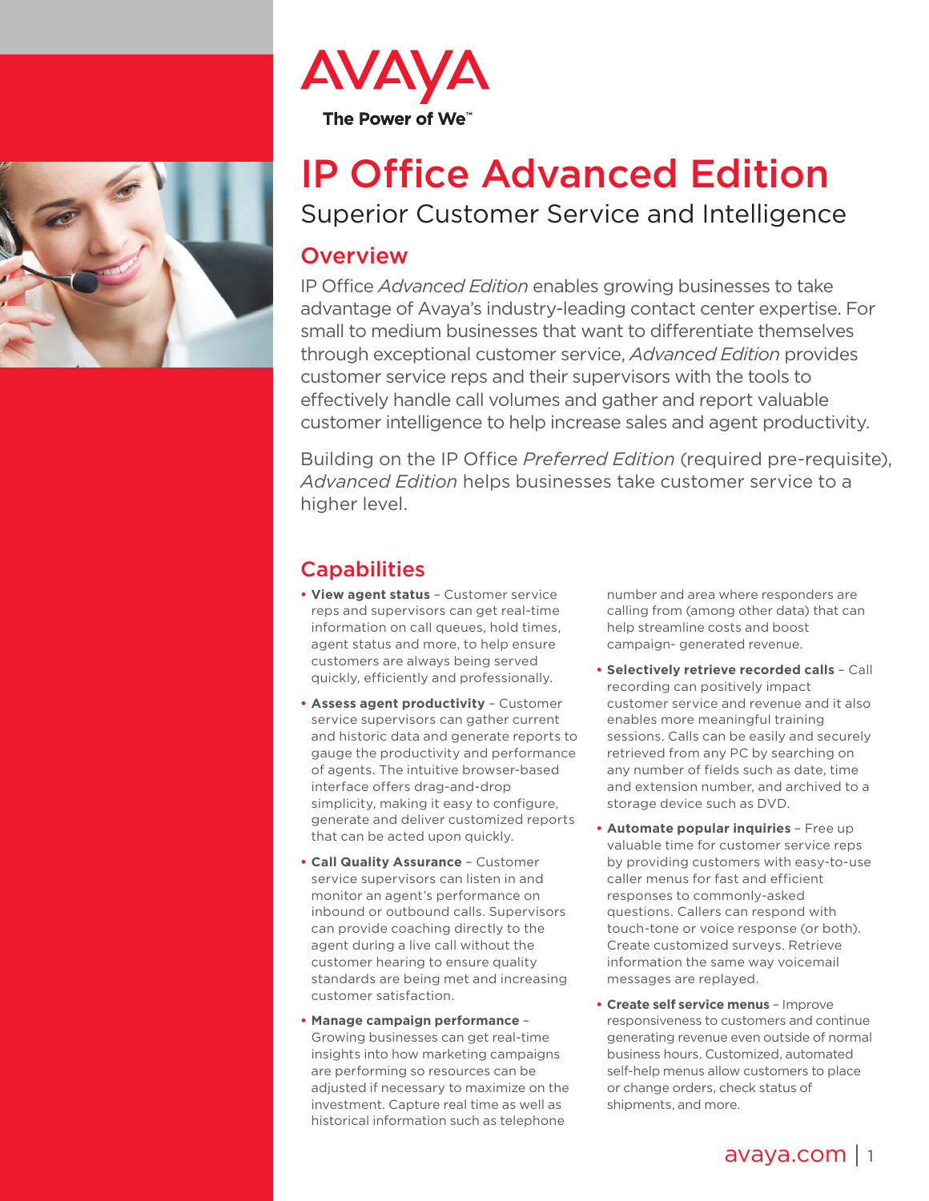AVAYA

The Power of We™

# IP Office Advanced Edition

## Superior Customer Service and Intelligence

### Overview

IP Office *Advanced Edition* enables growing businesses to take advantage of Avaya's industry-leading contact center expertise. For small to medium businesses that want to differentiate themselves through exceptional customer service, *Advanced Edition* provides customer service reps and their supervisors with the tools to effectively handle call volumes and gather and report valuable customer intelligence to help increase sales and agent productivity.

Building on the IP Office *Preferred Edition* (required pre-requisite), *Advanced Edition* helps businesses take customer service to a higher level.

### Capabilities

- **View agent status** – Customer service reps and supervisors can get real-time information on call queues, hold times, agent status and more, to help ensure customers are always being served quickly, efficiently and professionally.
- **Assess agent productivity** – Customer service supervisors can gather current and historic data and generate reports to gauge the productivity and performance of agents. The intuitive browser-based interface offers drag-and-drop simplicity, making it easy to configure, generate and deliver customized reports that can be acted upon quickly.
- **Call Quality Assurance** – Customer service supervisors can listen in and monitor an agent's performance on inbound or outbound calls. Supervisors can provide coaching directly to the agent during a live call without the customer hearing to ensure quality standards are being met and increasing customer satisfaction.
- **Manage campaign performance** – Growing businesses can get real-time insights into how marketing campaigns are performing so resources can be adjusted if necessary to maximize on the investment. Capture real time as well as historical information such as telephone number and area where responders are calling from (among other data) that can help streamline costs and boost campaign- generated revenue.
- **Selectively retrieve recorded calls** – Call recording can positively impact customer service and revenue and it also enables more meaningful training sessions. Calls can be easily and securely retrieved from any PC by searching on any number of fields such as date, time and extension number, and archived to a storage device such as DVD.
- **Automate popular inquiries** – Free up valuable time for customer service reps by providing customers with easy-to-use caller menus for fast and efficient responses to commonly-asked questions. Callers can respond with touch-tone or voice response (or both). Create customized surveys. Retrieve information the same way voicemail messages are replayed.
- **Create self service menus** – Improve responsiveness to customers and continue generating revenue even outside of normal business hours. Customized, automated self-help menus allow customers to place or change orders, check status of shipments, and more.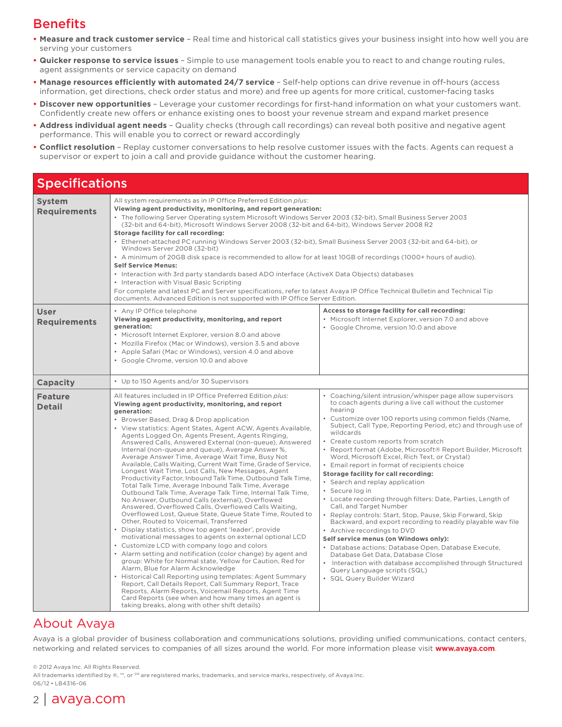## Benefits

- **Measure and track customer service** – Real time and historical call statistics gives your business insight into how well you are serving your customers
- **Quicker response to service issues** – Simple to use management tools enable you to react to and change routing rules, agent assignments or service capacity on demand
- **Manage resources efficiently with automated 24/7 service** – Self-help options can drive revenue in off-hours (access information, get directions, check order status and more) and free up agents for more critical, customer-facing tasks
- **Discover new opportunities** – Leverage your customer recordings for first-hand information on what your customers want. Confidently create new offers or enhance existing ones to boost your revenue stream and expand market presence
- **Address individual agent needs** – Quality checks (through call recordings) can reveal both positive and negative agent performance. This will enable you to correct or reward accordingly
- **Conflict resolution** – Replay customer conversations to help resolve customer issues with the facts. Agents can request a supervisor or expert to join a call and provide guidance without the customer hearing.

## Specifications

| | | |
|---|---|---|
| **System Requirements** | All system requirements as in IP Office Preferred Edition *plus*:<br>**Viewing agent productivity, monitoring, and report generation:**<br>• The following Server Operating system Microsoft Windows Server 2003 (32-bit), Small Business Server 2003 (32-bit and 64-bit), Microsoft Windows Server 2008 (32-bit and 64-bit), Windows Server 2008 R2<br>**Storage facility for call recording:**<br>• Ethernet-attached PC running Windows Server 2003 (32-bit), Small Business Server 2003 (32-bit and 64-bit), or Windows Server 2008 (32-bit)<br>• A minimum of 20GB disk space is recommended to allow for at least 10GB of recordings (1000+ hours of audio).<br>**Self Service Menus:**<br>• Interaction with 3rd party standards based ADO interface (ActiveX Data Objects) databases<br>• Interaction with Visual Basic Scripting<br>For complete and latest PC and Server specifications, refer to latest Avaya IP Office Technical Bulletin and Technical Tip documents. Advanced Edition is not supported with IP Office Server Edition. | |
| **User Requirements** | • Any IP Office telephone<br>**Viewing agent productivity, monitoring, and report generation:**<br>• Microsoft Internet Explorer, version 8.0 and above<br>• Mozilla Firefox (Mac or Windows), version 3.5 and above<br>• Apple Safari (Mac or Windows), version 4.0 and above<br>• Google Chrome, version 10.0 and above | **Access to storage facility for call recording:**<br>• Microsoft Internet Explorer, version 7.0 and above<br>• Google Chrome, version 10.0 and above |
| **Capacity** | • Up to 150 Agents and/or 30 Supervisors | |
| **Feature Detail** | All features included in IP Office Preferred Edition *plus*:<br>**Viewing agent productivity, monitoring, and report generation:**<br>• Browser Based, Drag & Drop application<br>• View statistics: Agent States, Agent ACW, Agents Available, Agents Logged On, Agents Present, Agents Ringing, Answered Calls, Answered External (non-queue), Answered Internal (non-queue and queue), Average Answer %, Average Answer Time, Average Wait Time, Busy Not Available, Calls Waiting, Current Wait Time, Grade of Service, Longest Wait Time, Lost Calls, New Messages, Agent Productivity Factor, Inbound Talk Time, Outbound Talk Time, Total Talk Time, Average Inbound Talk Time, Average Outbound Talk Time, Average Talk Time, Internal Talk Time, No Answer, Outbound Calls (external), Overflowed Answered, Overflowed Calls, Overflowed Calls Waiting, Overflowed Lost, Queue State, Queue State Time, Routed to Other, Routed to Voicemail, Transferred<br>• Display statistics, show top agent 'leader', provide motivational messages to agents on external optional LCD<br>• Customize LCD with company logo and colors<br>• Alarm setting and notification (color change) by agent and group: White for Normal state, Yellow for Caution, Red for Alarm, Blue for Alarm Acknowledge<br>• Historical Call Reporting using templates: Agent Summary Report, Call Details Report, Call Summary Report, Trace Reports, Alarm Reports, Voicemail Reports, Agent Time Card Reports (see when and how many times an agent is taking breaks, along with other shift details) | • Coaching/silent intrusion/whisper page allow supervisors to coach agents during a live call without the customer hearing<br>• Customize over 100 reports using common fields (Name, Subject, Call Type, Reporting Period, etc) and through use of wildcards<br>• Create custom reports from scratch<br>• Report format (Adobe, Microsoft® Report Builder, Microsoft Word, Microsoft Excel, Rich Text, or Crystal)<br>• Email report in format of recipients choice<br>**Storage facility for call recording:**<br>• Search and replay application<br>• Secure log in<br>• Locate recording through filters: Date, Parties, Length of Call, and Target Number<br>• Replay controls: Start, Stop, Pause, Skip Forward, Skip Backward, and export recording to readily playable wav file<br>• Archive recordings to DVD<br>**Self service menus (on Windows only):**<br>• Database actions: Database Open, Database Execute, Database Get Data, Database Close<br>• Interaction with database accomplished through Structured Query Language scripts (SQL)<br>• SQL Query Builder Wizard |

## About Avaya

Avaya is a global provider of business collaboration and communications solutions, providing unified communications, contact centers, networking and related services to companies of all sizes around the world. For more information please visit **www.avaya.com**.

© 2012 Avaya Inc. All Rights Reserved.
All trademarks identified by ®, ™, or SM are registered marks, trademarks, and service marks, respectively, of Avaya Inc.
06/12 • LB4316-06